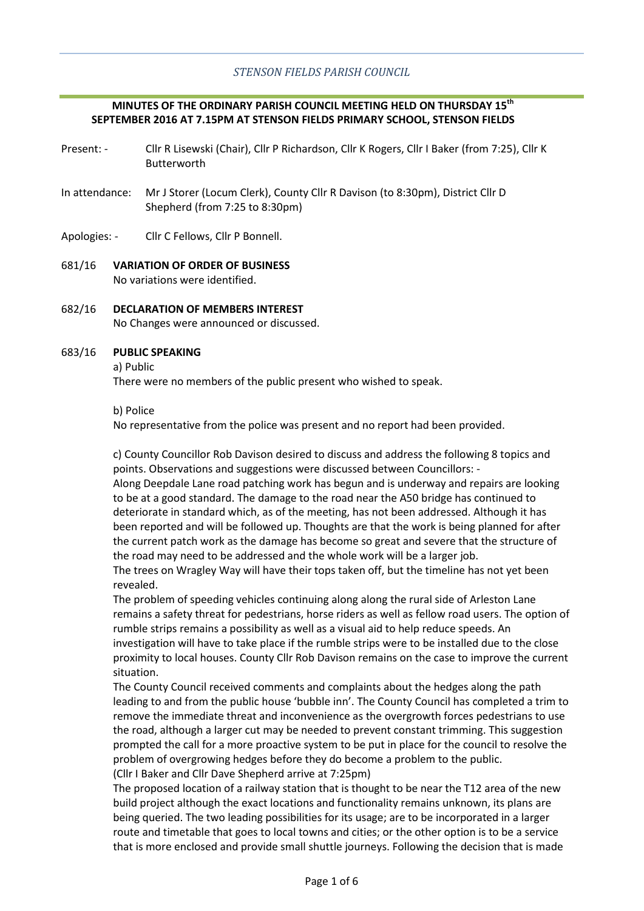*STENSON FIELDS PARISH COUNCIL*

**MINUTES OF THE ORDINARY PARISH COUNCIL MEETING HELD ON THURSDAY 15th SEPTEMBER 2016 AT 7.15PM AT STENSON FIELDS PRIMARY SCHOOL, STENSON FIELDS**

Present: - Cllr R Lisewski (Chair), Cllr P Richardson, Cllr K Rogers, Cllr I Baker (from 7:25), Cllr K Butterworth

In attendance: Mr J Storer (Locum Clerk), County Cllr R Davison (to 8:30pm), District Cllr D Shepherd (from 7:25 to 8:30pm)

Apologies: - Cllr C Fellows, Cllr P Bonnell.

681/16 **VARIATION OF ORDER OF BUSINESS**
No variations were identified.

682/16 **DECLARATION OF MEMBERS INTEREST**
No Changes were announced or discussed.

683/16 **PUBLIC SPEAKING**

a) Public
There were no members of the public present who wished to speak.

b) Police
No representative from the police was present and no report had been provided.

c) County Councillor Rob Davison desired to discuss and address the following 8 topics and points. Observations and suggestions were discussed between Councillors: -
Along Deepdale Lane road patching work has begun and is underway and repairs are looking to be at a good standard. The damage to the road near the A50 bridge has continued to deteriorate in standard which, as of the meeting, has not been addressed. Although it has been reported and will be followed up. Thoughts are that the work is being planned for after the current patch work as the damage has become so great and severe that the structure of the road may need to be addressed and the whole work will be a larger job.
The trees on Wragley Way will have their tops taken off, but the timeline has not yet been revealed.
The problem of speeding vehicles continuing along along the rural side of Arleston Lane remains a safety threat for pedestrians, horse riders as well as fellow road users. The option of rumble strips remains a possibility as well as a visual aid to help reduce speeds. An investigation will have to take place if the rumble strips were to be installed due to the close proximity to local houses. County Cllr Rob Davison remains on the case to improve the current situation.
The County Council received comments and complaints about the hedges along the path leading to and from the public house 'bubble inn'. The County Council has completed a trim to remove the immediate threat and inconvenience as the overgrowth forces pedestrians to use the road, although a larger cut may be needed to prevent constant trimming. This suggestion prompted the call for a more proactive system to be put in place for the council to resolve the problem of overgrowing hedges before they do become a problem to the public.
(Cllr I Baker and Cllr Dave Shepherd arrive at 7:25pm)
The proposed location of a railway station that is thought to be near the T12 area of the new build project although the exact locations and functionality remains unknown, its plans are being queried. The two leading possibilities for its usage; are to be incorporated in a larger route and timetable that goes to local towns and cities; or the other option is to be a service that is more enclosed and provide small shuttle journeys. Following the decision that is made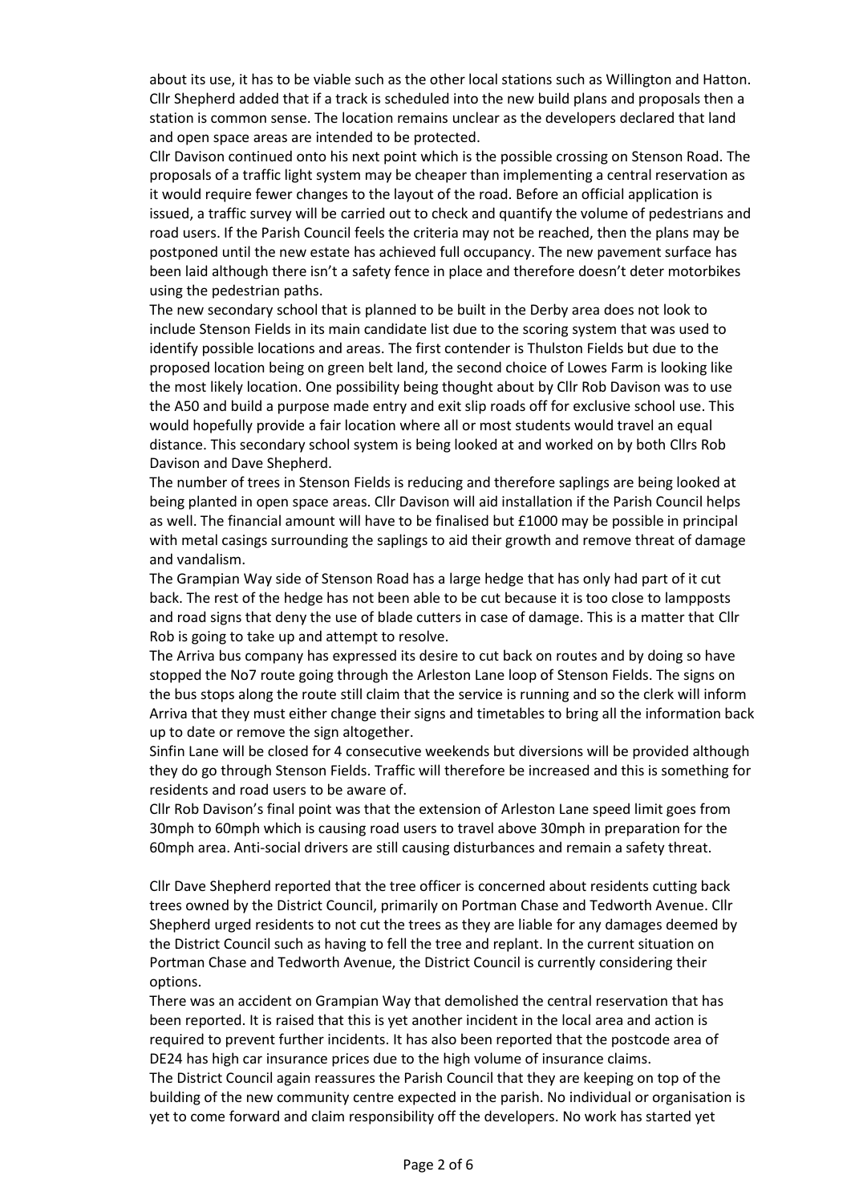about its use, it has to be viable such as the other local stations such as Willington and Hatton. Cllr Shepherd added that if a track is scheduled into the new build plans and proposals then a station is common sense. The location remains unclear as the developers declared that land and open space areas are intended to be protected.

Cllr Davison continued onto his next point which is the possible crossing on Stenson Road. The proposals of a traffic light system may be cheaper than implementing a central reservation as it would require fewer changes to the layout of the road. Before an official application is issued, a traffic survey will be carried out to check and quantify the volume of pedestrians and road users. If the Parish Council feels the criteria may not be reached, then the plans may be postponed until the new estate has achieved full occupancy. The new pavement surface has been laid although there isn't a safety fence in place and therefore doesn't deter motorbikes using the pedestrian paths.

The new secondary school that is planned to be built in the Derby area does not look to include Stenson Fields in its main candidate list due to the scoring system that was used to identify possible locations and areas. The first contender is Thulston Fields but due to the proposed location being on green belt land, the second choice of Lowes Farm is looking like the most likely location. One possibility being thought about by Cllr Rob Davison was to use the A50 and build a purpose made entry and exit slip roads off for exclusive school use. This would hopefully provide a fair location where all or most students would travel an equal distance. This secondary school system is being looked at and worked on by both Cllrs Rob Davison and Dave Shepherd.

The number of trees in Stenson Fields is reducing and therefore saplings are being looked at being planted in open space areas. Cllr Davison will aid installation if the Parish Council helps as well. The financial amount will have to be finalised but £1000 may be possible in principal with metal casings surrounding the saplings to aid their growth and remove threat of damage and vandalism.

The Grampian Way side of Stenson Road has a large hedge that has only had part of it cut back. The rest of the hedge has not been able to be cut because it is too close to lampposts and road signs that deny the use of blade cutters in case of damage. This is a matter that Cllr Rob is going to take up and attempt to resolve.

The Arriva bus company has expressed its desire to cut back on routes and by doing so have stopped the No7 route going through the Arleston Lane loop of Stenson Fields. The signs on the bus stops along the route still claim that the service is running and so the clerk will inform Arriva that they must either change their signs and timetables to bring all the information back up to date or remove the sign altogether.

Sinfin Lane will be closed for 4 consecutive weekends but diversions will be provided although they do go through Stenson Fields. Traffic will therefore be increased and this is something for residents and road users to be aware of.

Cllr Rob Davison's final point was that the extension of Arleston Lane speed limit goes from 30mph to 60mph which is causing road users to travel above 30mph in preparation for the 60mph area. Anti-social drivers are still causing disturbances and remain a safety threat.

Cllr Dave Shepherd reported that the tree officer is concerned about residents cutting back trees owned by the District Council, primarily on Portman Chase and Tedworth Avenue. Cllr Shepherd urged residents to not cut the trees as they are liable for any damages deemed by the District Council such as having to fell the tree and replant. In the current situation on Portman Chase and Tedworth Avenue, the District Council is currently considering their options.

There was an accident on Grampian Way that demolished the central reservation that has been reported. It is raised that this is yet another incident in the local area and action is required to prevent further incidents. It has also been reported that the postcode area of DE24 has high car insurance prices due to the high volume of insurance claims.

The District Council again reassures the Parish Council that they are keeping on top of the building of the new community centre expected in the parish. No individual or organisation is yet to come forward and claim responsibility off the developers. No work has started yet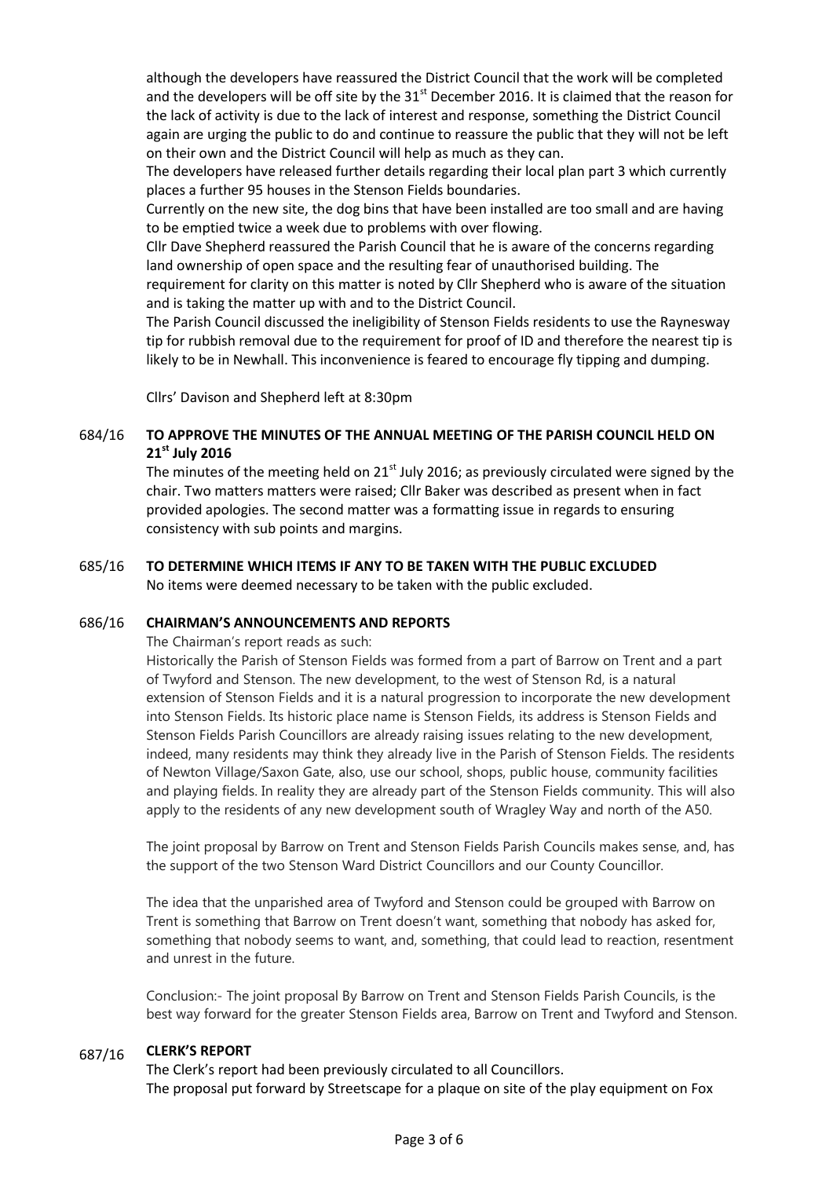although the developers have reassured the District Council that the work will be completed and the developers will be off site by the 31st December 2016. It is claimed that the reason for the lack of activity is due to the lack of interest and response, something the District Council again are urging the public to do and continue to reassure the public that they will not be left on their own and the District Council will help as much as they can.

The developers have released further details regarding their local plan part 3 which currently places a further 95 houses in the Stenson Fields boundaries.

Currently on the new site, the dog bins that have been installed are too small and are having to be emptied twice a week due to problems with over flowing.

Cllr Dave Shepherd reassured the Parish Council that he is aware of the concerns regarding land ownership of open space and the resulting fear of unauthorised building. The requirement for clarity on this matter is noted by Cllr Shepherd who is aware of the situation and is taking the matter up with and to the District Council.

The Parish Council discussed the ineligibility of Stenson Fields residents to use the Raynesway tip for rubbish removal due to the requirement for proof of ID and therefore the nearest tip is likely to be in Newhall. This inconvenience is feared to encourage fly tipping and dumping.

Cllrs' Davison and Shepherd left at 8:30pm

**684/16 TO APPROVE THE MINUTES OF THE ANNUAL MEETING OF THE PARISH COUNCIL HELD ON 21st July 2016**

The minutes of the meeting held on 21st July 2016; as previously circulated were signed by the chair. Two matters matters were raised; Cllr Baker was described as present when in fact provided apologies. The second matter was a formatting issue in regards to ensuring consistency with sub points and margins.

**685/16 TO DETERMINE WHICH ITEMS IF ANY TO BE TAKEN WITH THE PUBLIC EXCLUDED**

No items were deemed necessary to be taken with the public excluded.

**686/16 CHAIRMAN'S ANNOUNCEMENTS AND REPORTS**

The Chairman's report reads as such:

Historically the Parish of Stenson Fields was formed from a part of Barrow on Trent and a part of Twyford and Stenson. The new development, to the west of Stenson Rd, is a natural extension of Stenson Fields and it is a natural progression to incorporate the new development into Stenson Fields. Its historic place name is Stenson Fields, its address is Stenson Fields and Stenson Fields Parish Councillors are already raising issues relating to the new development, indeed, many residents may think they already live in the Parish of Stenson Fields. The residents of Newton Village/Saxon Gate, also, use our school, shops, public house, community facilities and playing fields. In reality they are already part of the Stenson Fields community. This will also apply to the residents of any new development south of Wragley Way and north of the A50.

The joint proposal by Barrow on Trent and Stenson Fields Parish Councils makes sense, and, has the support of the two Stenson Ward District Councillors and our County Councillor.

The idea that the unparished area of Twyford and Stenson could be grouped with Barrow on Trent is something that Barrow on Trent doesn't want, something that nobody has asked for, something that nobody seems to want, and, something, that could lead to reaction, resentment and unrest in the future.

Conclusion:- The joint proposal By Barrow on Trent and Stenson Fields Parish Councils, is the best way forward for the greater Stenson Fields area, Barrow on Trent and Twyford and Stenson.

**687/16 CLERK'S REPORT**

The Clerk's report had been previously circulated to all Councillors.

The proposal put forward by Streetscape for a plaque on site of the play equipment on Fox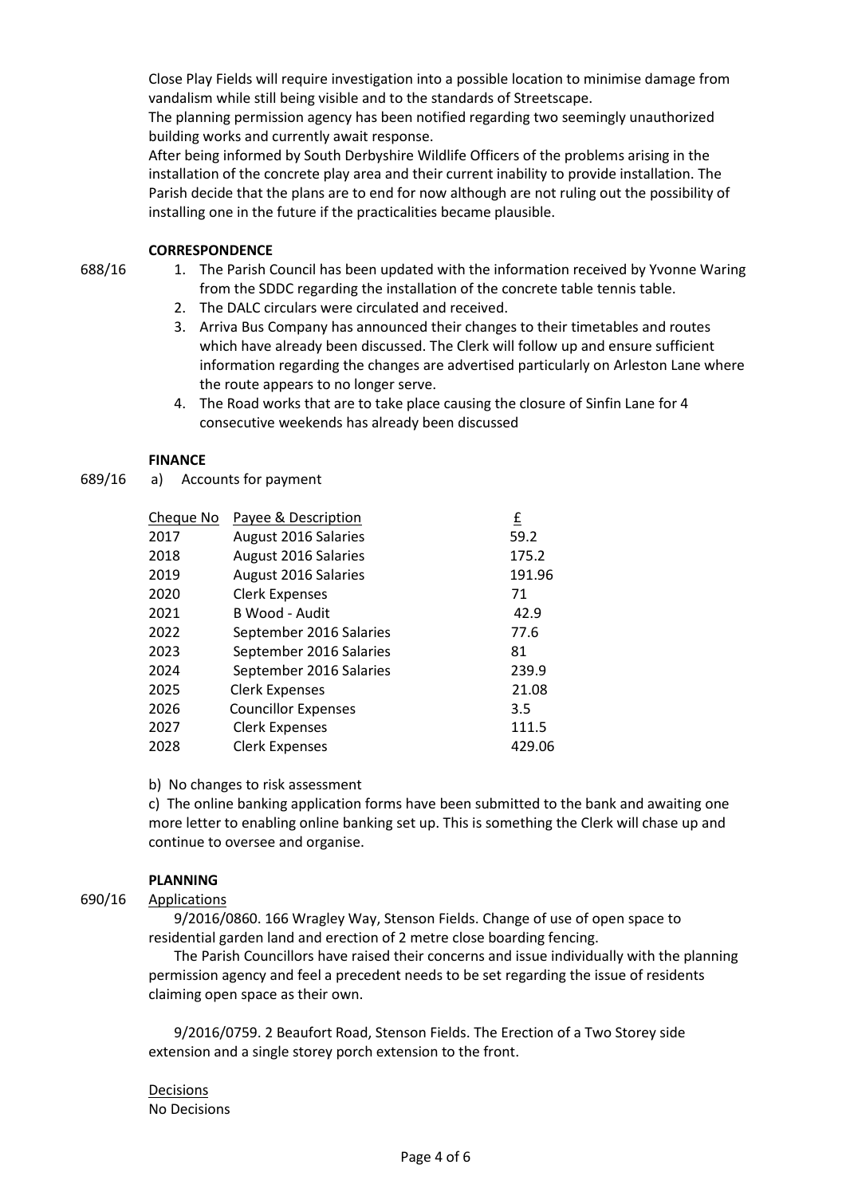Close Play Fields will require investigation into a possible location to minimise damage from vandalism while still being visible and to the standards of Streetscape.

The planning permission agency has been notified regarding two seemingly unauthorized building works and currently await response.

After being informed by South Derbyshire Wildlife Officers of the problems arising in the installation of the concrete play area and their current inability to provide installation. The Parish decide that the plans are to end for now although are not ruling out the possibility of installing one in the future if the practicalities became plausible.

**CORRESPONDENCE**

688/16

1. The Parish Council has been updated with the information received by Yvonne Waring from the SDDC regarding the installation of the concrete table tennis table.
2. The DALC circulars were circulated and received.
3. Arriva Bus Company has announced their changes to their timetables and routes which have already been discussed. The Clerk will follow up and ensure sufficient information regarding the changes are advertised particularly on Arleston Lane where the route appears to no longer serve.
4. The Road works that are to take place causing the closure of Sinfin Lane for 4 consecutive weekends has already been discussed

**FINANCE**

689/16 a) Accounts for payment

| Cheque No | Payee & Description | £ |
|---|---|---|
| 2017 | August 2016 Salaries | 59.2 |
| 2018 | August 2016 Salaries | 175.2 |
| 2019 | August 2016 Salaries | 191.96 |
| 2020 | Clerk Expenses | 71 |
| 2021 | B Wood - Audit | 42.9 |
| 2022 | September 2016 Salaries | 77.6 |
| 2023 | September 2016 Salaries | 81 |
| 2024 | September 2016 Salaries | 239.9 |
| 2025 | Clerk Expenses | 21.08 |
| 2026 | Councillor Expenses | 3.5 |
| 2027 | Clerk Expenses | 111.5 |
| 2028 | Clerk Expenses | 429.06 |

b) No changes to risk assessment

c) The online banking application forms have been submitted to the bank and awaiting one more letter to enabling online banking set up. This is something the Clerk will chase up and continue to oversee and organise.

**PLANNING**

690/16 Applications

9/2016/0860. 166 Wragley Way, Stenson Fields. Change of use of open space to residential garden land and erection of 2 metre close boarding fencing.

The Parish Councillors have raised their concerns and issue individually with the planning permission agency and feel a precedent needs to be set regarding the issue of residents claiming open space as their own.

9/2016/0759. 2 Beaufort Road, Stenson Fields. The Erection of a Two Storey side extension and a single storey porch extension to the front.

Decisions

No Decisions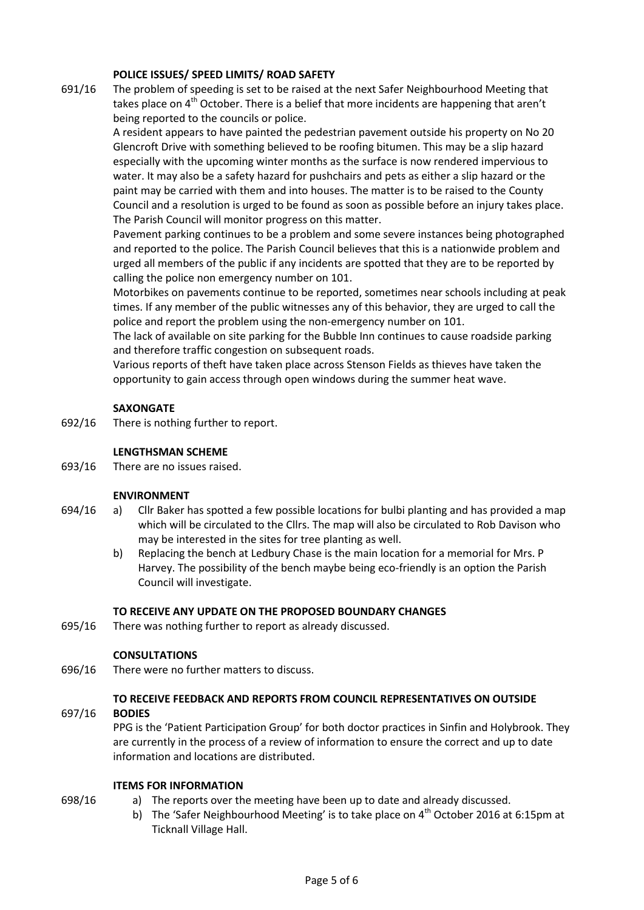### POLICE ISSUES/ SPEED LIMITS/ ROAD SAFETY

691/16 The problem of speeding is set to be raised at the next Safer Neighbourhood Meeting that takes place on 4th October. There is a belief that more incidents are happening that aren't being reported to the councils or police.

A resident appears to have painted the pedestrian pavement outside his property on No 20 Glencroft Drive with something believed to be roofing bitumen. This may be a slip hazard especially with the upcoming winter months as the surface is now rendered impervious to water. It may also be a safety hazard for pushchairs and pets as either a slip hazard or the paint may be carried with them and into houses. The matter is to be raised to the County Council and a resolution is urged to be found as soon as possible before an injury takes place. The Parish Council will monitor progress on this matter.

Pavement parking continues to be a problem and some severe instances being photographed and reported to the police. The Parish Council believes that this is a nationwide problem and urged all members of the public if any incidents are spotted that they are to be reported by calling the police non emergency number on 101.

Motorbikes on pavements continue to be reported, sometimes near schools including at peak times. If any member of the public witnesses any of this behavior, they are urged to call the police and report the problem using the non-emergency number on 101.

The lack of available on site parking for the Bubble Inn continues to cause roadside parking and therefore traffic congestion on subsequent roads.

Various reports of theft have taken place across Stenson Fields as thieves have taken the opportunity to gain access through open windows during the summer heat wave.

### SAXONGATE

692/16 There is nothing further to report.

### LENGTHSMAN SCHEME

693/16 There are no issues raised.

### ENVIRONMENT

694/16

a) Cllr Baker has spotted a few possible locations for bulbi planting and has provided a map which will be circulated to the Cllrs. The map will also be circulated to Rob Davison who may be interested in the sites for tree planting as well.

b) Replacing the bench at Ledbury Chase is the main location for a memorial for Mrs. P Harvey. The possibility of the bench maybe being eco-friendly is an option the Parish Council will investigate.

### TO RECEIVE ANY UPDATE ON THE PROPOSED BOUNDARY CHANGES

695/16 There was nothing further to report as already discussed.

### CONSULTATIONS

696/16 There were no further matters to discuss.

### TO RECEIVE FEEDBACK AND REPORTS FROM COUNCIL REPRESENTATIVES ON OUTSIDE BODIES

697/16 PPG is the 'Patient Participation Group' for both doctor practices in Sinfin and Holybrook. They are currently in the process of a review of information to ensure the correct and up to date information and locations are distributed.

### ITEMS FOR INFORMATION

698/16

a) The reports over the meeting have been up to date and already discussed.

b) The 'Safer Neighbourhood Meeting' is to take place on 4th October 2016 at 6:15pm at Ticknall Village Hall.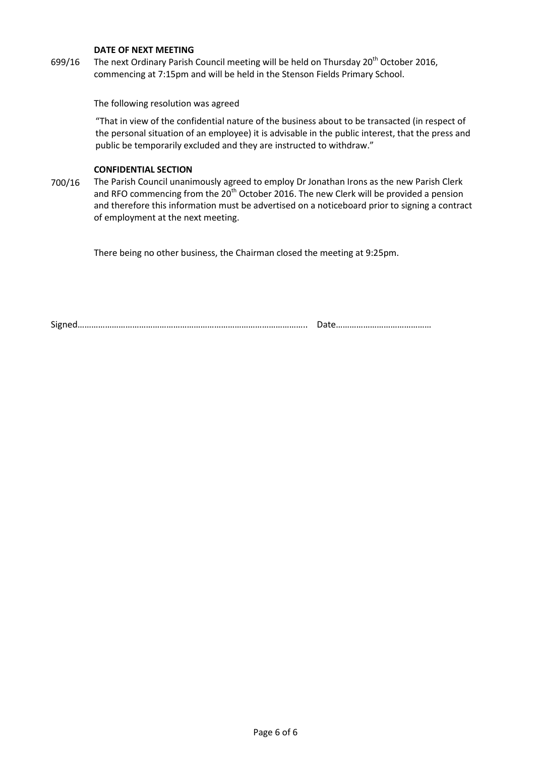**DATE OF NEXT MEETING**

699/16 The next Ordinary Parish Council meeting will be held on Thursday 20th October 2016, commencing at 7:15pm and will be held in the Stenson Fields Primary School.

The following resolution was agreed

> "That in view of the confidential nature of the business about to be transacted (in respect of the personal situation of an employee) it is advisable in the public interest, that the press and public be temporarily excluded and they are instructed to withdraw."

**CONFIDENTIAL SECTION**

700/16 The Parish Council unanimously agreed to employ Dr Jonathan Irons as the new Parish Clerk and RFO commencing from the 20th October 2016. The new Clerk will be provided a pension and therefore this information must be advertised on a noticeboard prior to signing a contract of employment at the next meeting.

There being no other business, the Chairman closed the meeting at 9:25pm.

Signed……………………………………………………………………………………….. Date……………………………………